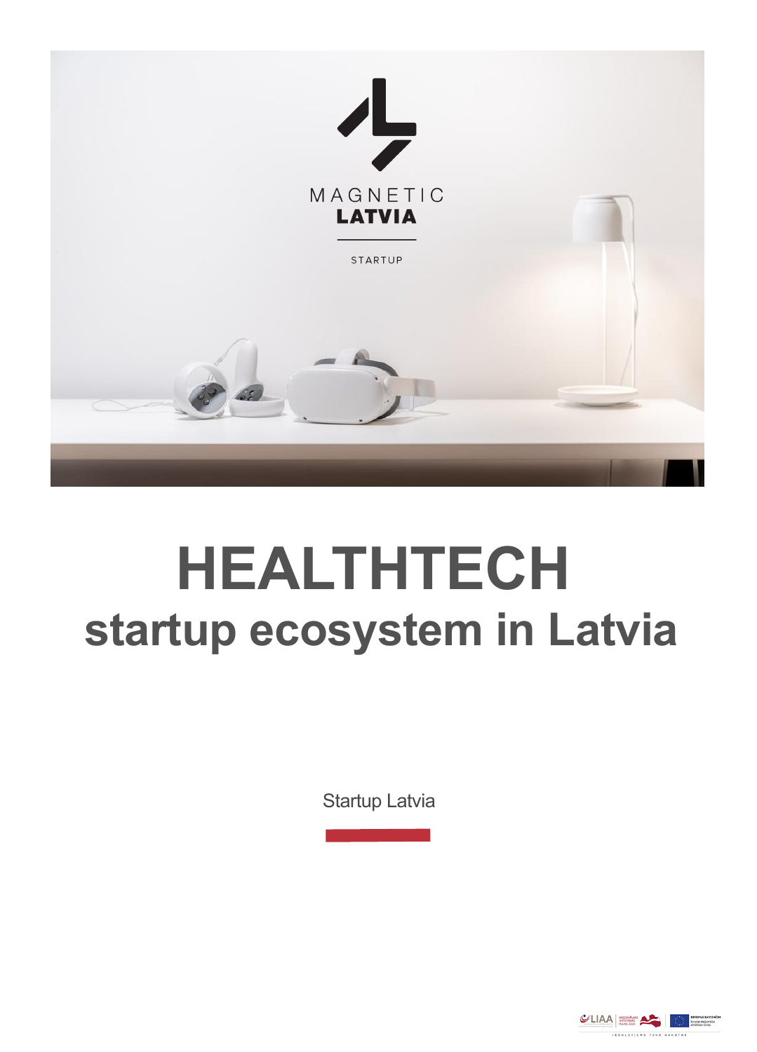# HEALTHTECH

## startup ecosystem in Latvia

Startup Latvia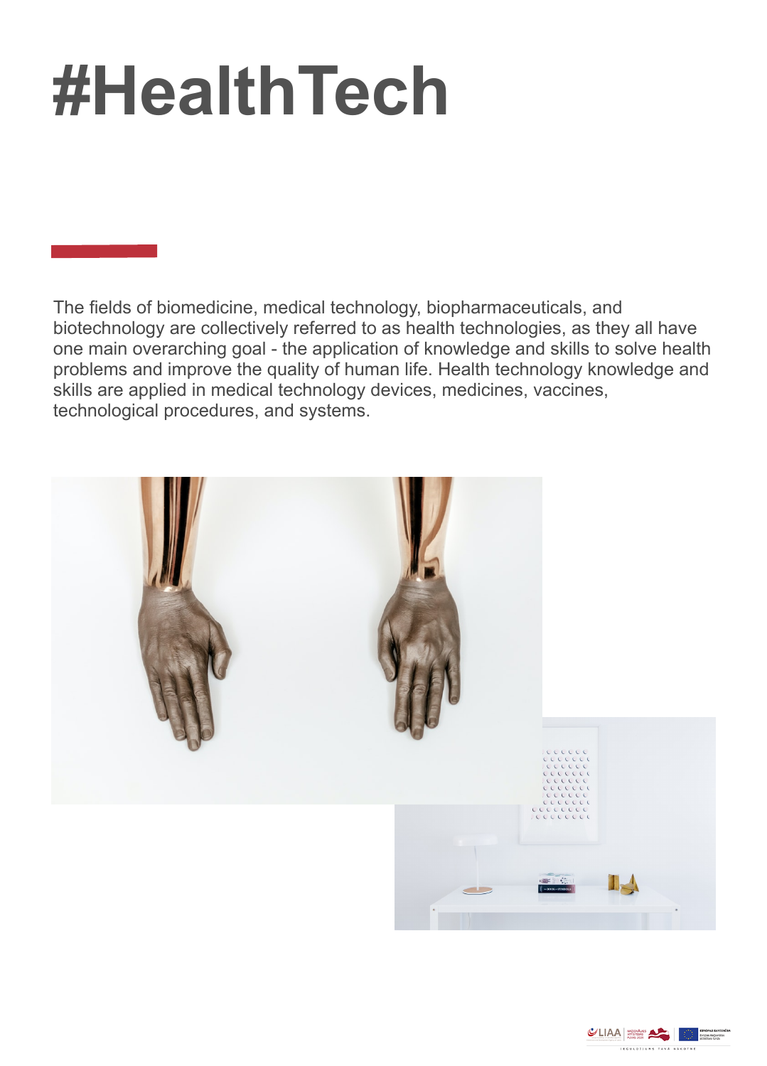# #HealthTech

The fields of biomedicine, medical technology, biopharmaceuticals, and biotechnology are collectively referred to as health technologies, as they all have one main overarching goal - the application of knowledge and skills to solve health problems and improve the quality of human life. Health technology knowledge and skills are applied in medical technology devices, medicines, vaccines, technological procedures, and systems.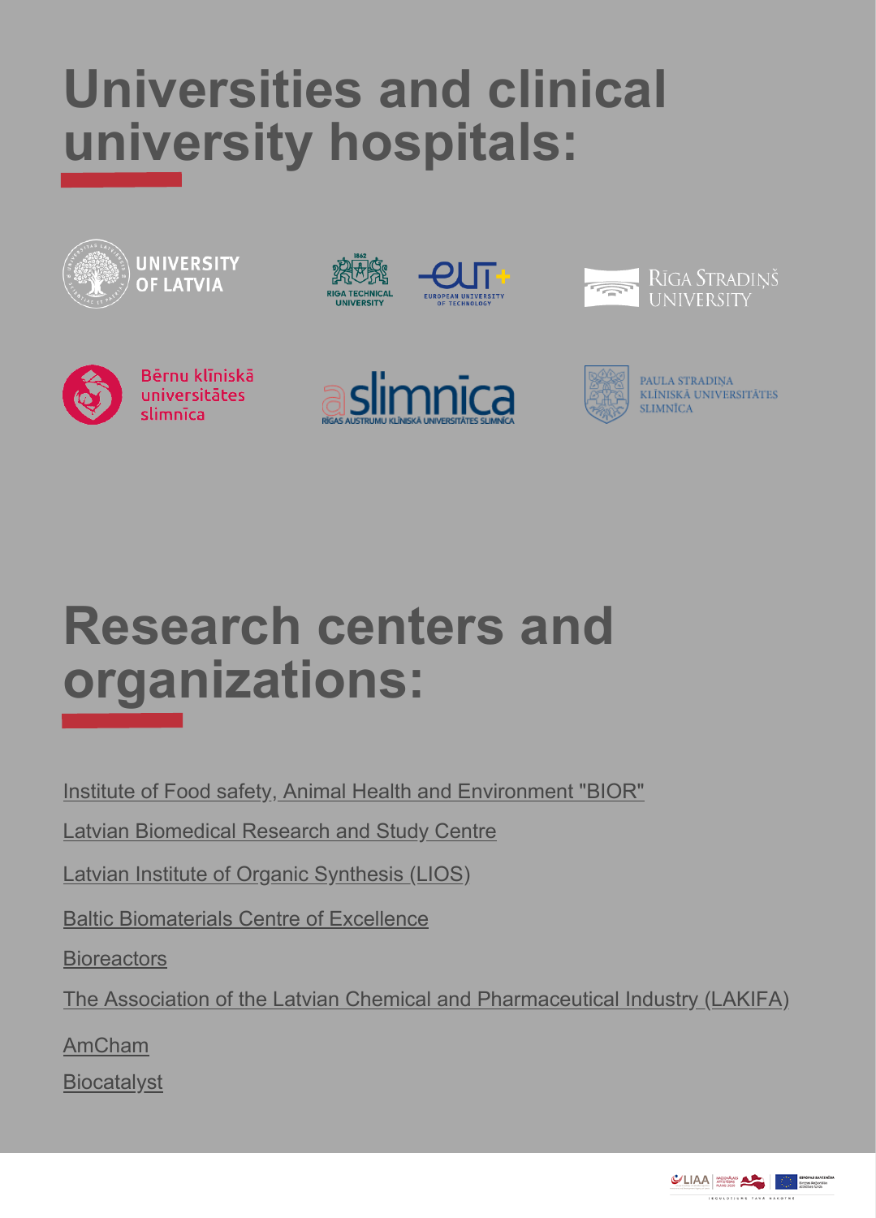# Universities and clinical university hospitals:

UNIVERSITY OF LATVIA

RIGA TECHNICAL UNIVERSITY

EUROPEAN UNIVERSITY OF TECHNOLOGY

RĪGA STRADIŅŠ UNIVERSITY

Bērnu klīniskā universitātes slimnīca

RĪGAS AUSTRUMU KLĪNISKĀ UNIVERSITĀTES SLIMNĪCA

PAULA STRADIŅA KLĪNISKĀ UNIVERSITĀTES SLIMNĪCA

# Research centers and organizations:

Institute of Food safety, Animal Health and Environment "BIOR"

Latvian Biomedical Research and Study Centre

Latvian Institute of Organic Synthesis (LIOS)

Baltic Biomaterials Centre of Excellence

Bioreactors

The Association of the Latvian Chemical and Pharmaceutical Industry (LAKIFA)

AmCham

Biocatalyst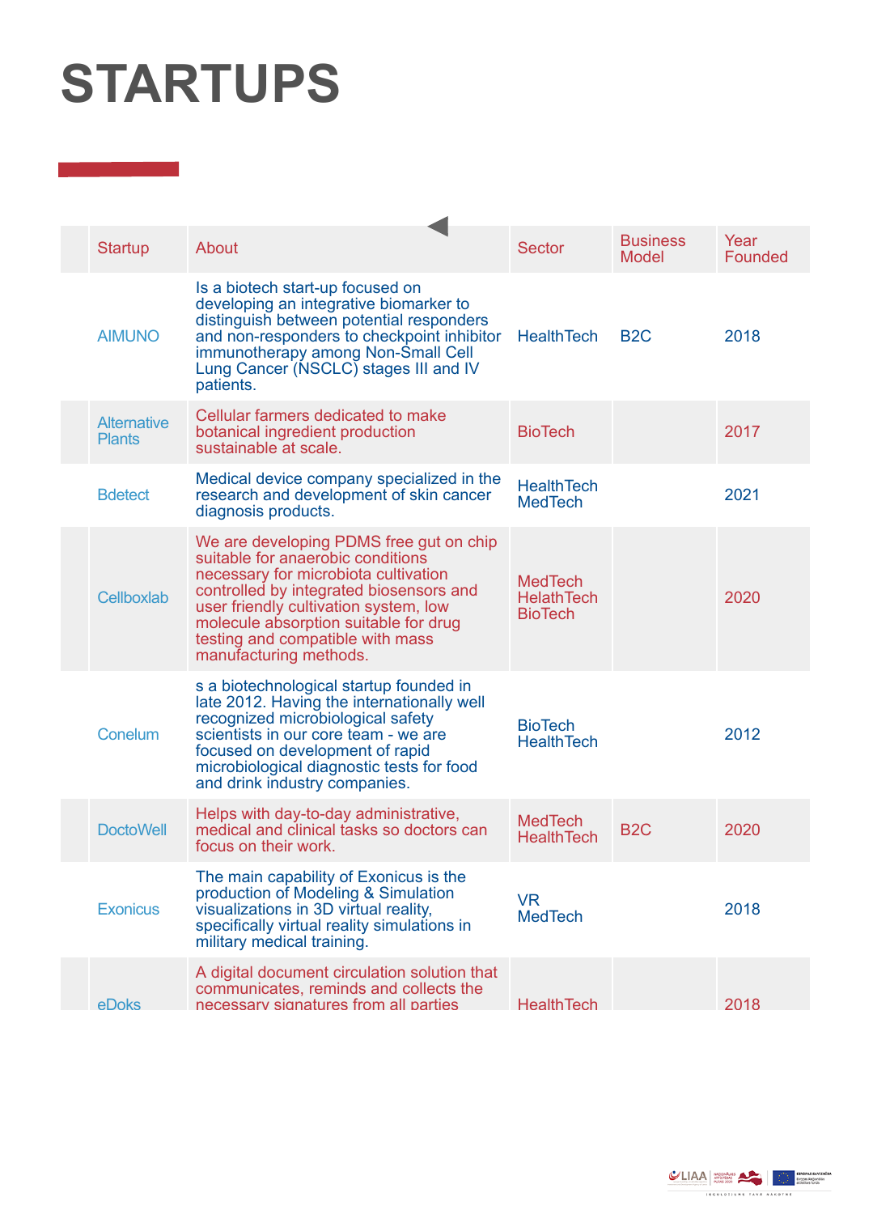# STARTUPS

| Startup | About | Sector | Business Model | Year Founded |
|---|---|---|---|---|
| AIMUNO | Is a biotech start-up focused on developing an integrative biomarker to distinguish between potential responders and non-responders to checkpoint inhibitor immunotherapy among Non-Small Cell Lung Cancer (NSCLC) stages III and IV patients. | HealthTech | B2C | 2018 |
| Alternative Plants | Cellular farmers dedicated to make botanical ingredient production sustainable at scale. | BioTech | | 2017 |
| Bdetect | Medical device company specialized in the research and development of skin cancer diagnosis products. | HealthTech MedTech | | 2021 |
| Cellboxlab | We are developing PDMS free gut on chip suitable for anaerobic conditions necessary for microbiota cultivation controlled by integrated biosensors and user friendly cultivation system, low molecule absorption suitable for drug testing and compatible with mass manufacturing methods. | MedTech HelathTech BioTech | | 2020 |
| Conelum | s a biotechnological startup founded in late 2012. Having the internationally well recognized microbiological safety scientists in our core team - we are focused on development of rapid microbiological diagnostic tests for food and drink industry companies. | BioTech HealthTech | | 2012 |
| DoctoWell | Helps with day-to-day administrative, medical and clinical tasks so doctors can focus on their work. | MedTech HealthTech | B2C | 2020 |
| Exonicus | The main capability of Exonicus is the production of Modeling & Simulation visualizations in 3D virtual reality, specifically virtual reality simulations in military medical training. | VR MedTech | | 2018 |
| eDoks | A digital document circulation solution that communicates, reminds and collects the necessary signatures from all parties | HealthTech | | 2018 |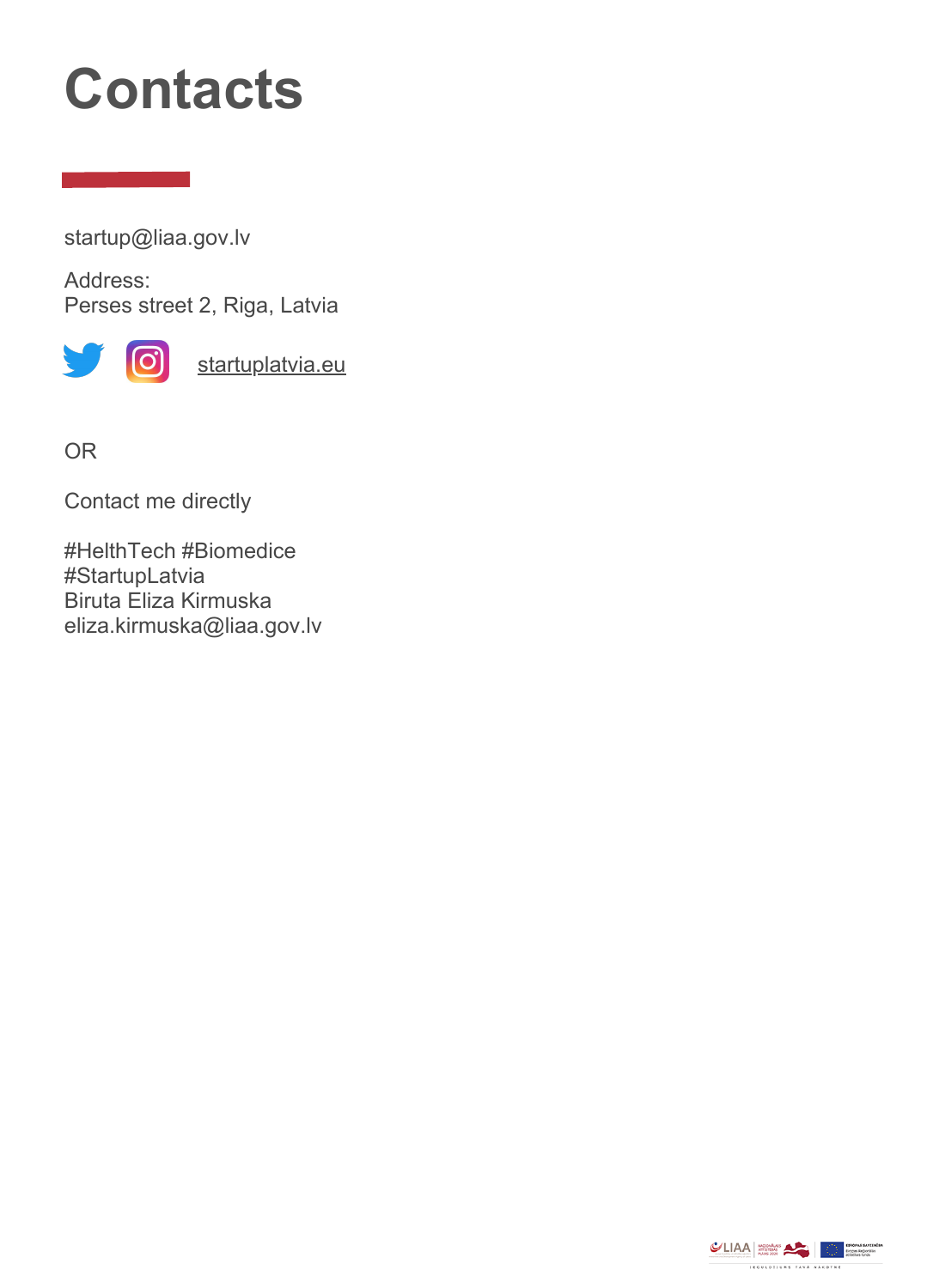# Contacts

startup@liaa.gov.lv

Address:
Perses street 2, Riga, Latvia

startuplatvia.eu

OR

Contact me directly

#HelthTech #Biomedice
#StartupLatvia
Biruta Eliza Kirmuska
eliza.kirmuska@liaa.gov.lv